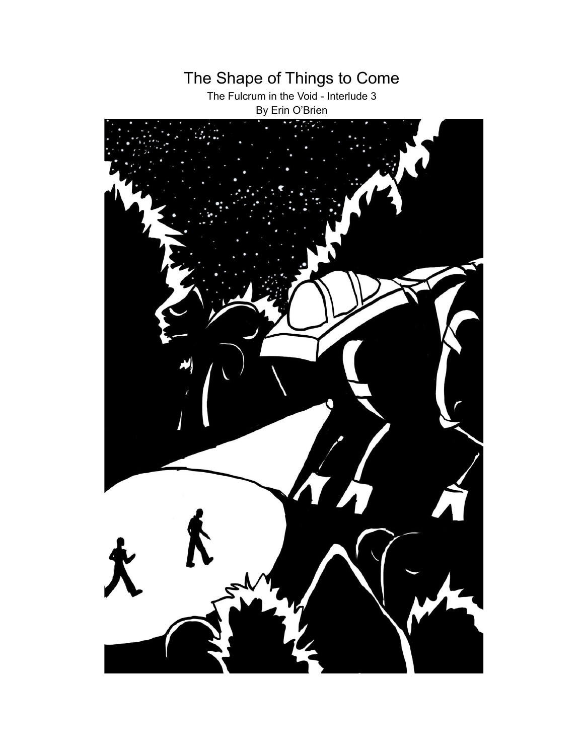# The Shape of Things to Come

The Fulcrum in the Void - Interlude 3

By Erin O'Brien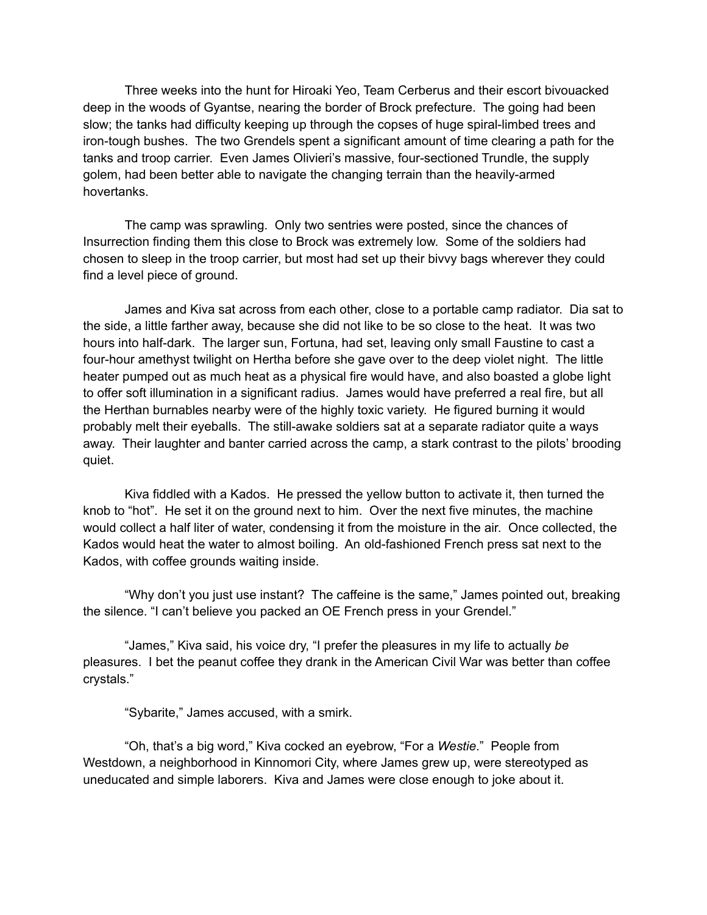Three weeks into the hunt for Hiroaki Yeo, Team Cerberus and their escort bivouacked deep in the woods of Gyantse, nearing the border of Brock prefecture. The going had been slow; the tanks had difficulty keeping up through the copses of huge spiral-limbed trees and iron-tough bushes. The two Grendels spent a significant amount of time clearing a path for the tanks and troop carrier. Even James Olivieri's massive, four-sectioned Trundle, the supply golem, had been better able to navigate the changing terrain than the heavily-armed hovertanks.

The camp was sprawling. Only two sentries were posted, since the chances of Insurrection finding them this close to Brock was extremely low. Some of the soldiers had chosen to sleep in the troop carrier, but most had set up their bivvy bags wherever they could find a level piece of ground.

James and Kiva sat across from each other, close to a portable camp radiator. Dia sat to the side, a little farther away, because she did not like to be so close to the heat. It was two hours into half-dark. The larger sun, Fortuna, had set, leaving only small Faustine to cast a four-hour amethyst twilight on Hertha before she gave over to the deep violet night. The little heater pumped out as much heat as a physical fire would have, and also boasted a globe light to offer soft illumination in a significant radius. James would have preferred a real fire, but all the Herthan burnables nearby were of the highly toxic variety. He figured burning it would probably melt their eyeballs. The still-awake soldiers sat at a separate radiator quite a ways away. Their laughter and banter carried across the camp, a stark contrast to the pilots' brooding quiet.

Kiva fiddled with a Kados. He pressed the yellow button to activate it, then turned the knob to "hot". He set it on the ground next to him. Over the next five minutes, the machine would collect a half liter of water, condensing it from the moisture in the air. Once collected, the Kados would heat the water to almost boiling. An old-fashioned French press sat next to the Kados, with coffee grounds waiting inside.

"Why don't you just use instant? The caffeine is the same," James pointed out, breaking the silence. "I can't believe you packed an OE French press in your Grendel."

"James," Kiva said, his voice dry, "I prefer the pleasures in my life to actually *be* pleasures. I bet the peanut coffee they drank in the American Civil War was better than coffee crystals."

"Sybarite," James accused, with a smirk.

"Oh, that's a big word," Kiva cocked an eyebrow, "For a *Westie*." People from Westdown, a neighborhood in Kinnomori City, where James grew up, were stereotyped as uneducated and simple laborers. Kiva and James were close enough to joke about it.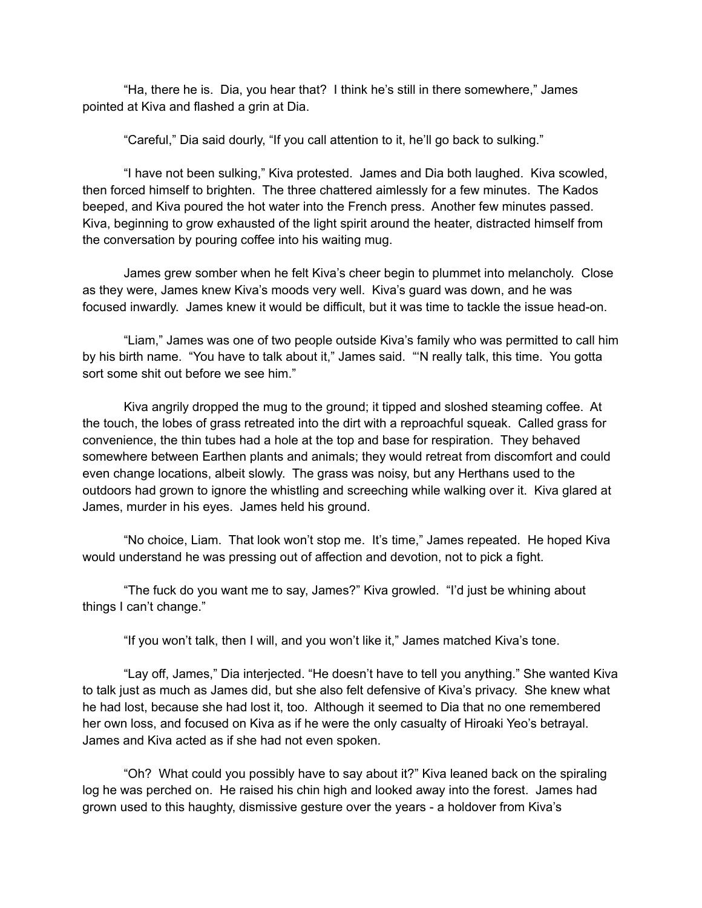"Ha, there he is. Dia, you hear that? I think he's still in there somewhere," James pointed at Kiva and flashed a grin at Dia.

"Careful," Dia said dourly, "If you call attention to it, he'll go back to sulking."

"I have not been sulking," Kiva protested. James and Dia both laughed. Kiva scowled, then forced himself to brighten. The three chattered aimlessly for a few minutes. The Kados beeped, and Kiva poured the hot water into the French press. Another few minutes passed. Kiva, beginning to grow exhausted of the light spirit around the heater, distracted himself from the conversation by pouring coffee into his waiting mug.

James grew somber when he felt Kiva's cheer begin to plummet into melancholy. Close as they were, James knew Kiva's moods very well. Kiva's guard was down, and he was focused inwardly. James knew it would be difficult, but it was time to tackle the issue head-on.

"Liam," James was one of two people outside Kiva's family who was permitted to call him by his birth name. "You have to talk about it," James said. "'N really talk, this time. You gotta sort some shit out before we see him."

Kiva angrily dropped the mug to the ground; it tipped and sloshed steaming coffee. At the touch, the lobes of grass retreated into the dirt with a reproachful squeak. Called grass for convenience, the thin tubes had a hole at the top and base for respiration. They behaved somewhere between Earthen plants and animals; they would retreat from discomfort and could even change locations, albeit slowly. The grass was noisy, but any Herthans used to the outdoors had grown to ignore the whistling and screeching while walking over it. Kiva glared at James, murder in his eyes. James held his ground.

"No choice, Liam. That look won't stop me. It's time," James repeated. He hoped Kiva would understand he was pressing out of affection and devotion, not to pick a fight.

"The fuck do you want me to say, James?" Kiva growled. "I'd just be whining about things I can't change."

"If you won't talk, then I will, and you won't like it," James matched Kiva's tone.

"Lay off, James," Dia interjected. "He doesn't have to tell you anything." She wanted Kiva to talk just as much as James did, but she also felt defensive of Kiva's privacy. She knew what he had lost, because she had lost it, too. Although it seemed to Dia that no one remembered her own loss, and focused on Kiva as if he were the only casualty of Hiroaki Yeo's betrayal. James and Kiva acted as if she had not even spoken.

"Oh? What could you possibly have to say about it?" Kiva leaned back on the spiraling log he was perched on. He raised his chin high and looked away into the forest. James had grown used to this haughty, dismissive gesture over the years - a holdover from Kiva's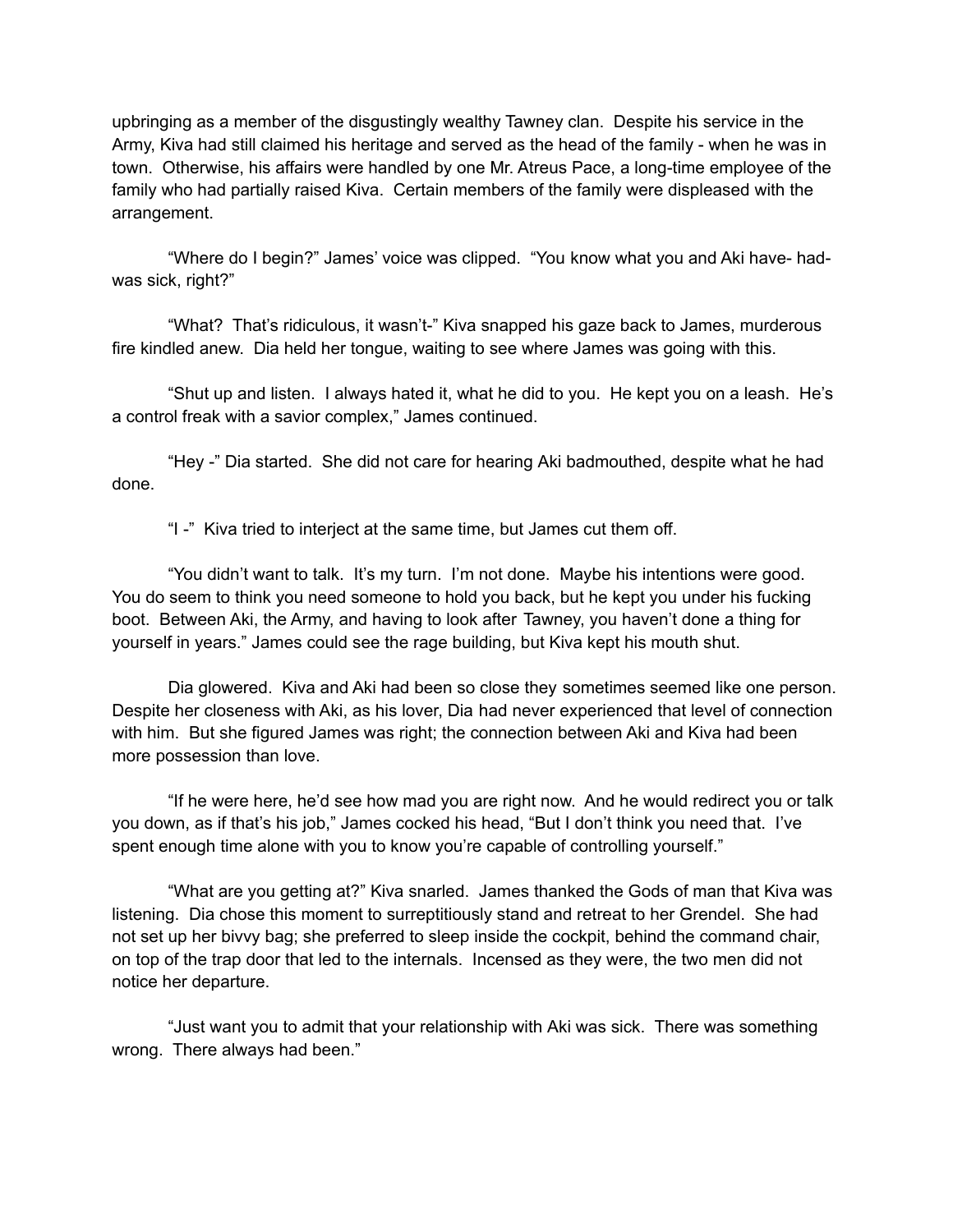upbringing as a member of the disgustingly wealthy Tawney clan. Despite his service in the Army, Kiva had still claimed his heritage and served as the head of the family - when he was in town. Otherwise, his affairs were handled by one Mr. Atreus Pace, a long-time employee of the family who had partially raised Kiva. Certain members of the family were displeased with the arrangement.

"Where do I begin?" James' voice was clipped. "You know what you and Aki have- had- was sick, right?"

"What? That's ridiculous, it wasn't-" Kiva snapped his gaze back to James, murderous fire kindled anew. Dia held her tongue, waiting to see where James was going with this.

"Shut up and listen. I always hated it, what he did to you. He kept you on a leash. He's a control freak with a savior complex," James continued.

"Hey -" Dia started. She did not care for hearing Aki badmouthed, despite what he had done.

"I -" Kiva tried to interject at the same time, but James cut them off.

"You didn't want to talk. It's my turn. I'm not done. Maybe his intentions were good. You do seem to think you need someone to hold you back, but he kept you under his fucking boot. Between Aki, the Army, and having to look after Tawney, you haven't done a thing for yourself in years." James could see the rage building, but Kiva kept his mouth shut.

Dia glowered. Kiva and Aki had been so close they sometimes seemed like one person. Despite her closeness with Aki, as his lover, Dia had never experienced that level of connection with him. But she figured James was right; the connection between Aki and Kiva had been more possession than love.

"If he were here, he'd see how mad you are right now. And he would redirect you or talk you down, as if that's his job," James cocked his head, "But I don't think you need that. I've spent enough time alone with you to know you're capable of controlling yourself."

"What are you getting at?" Kiva snarled. James thanked the Gods of man that Kiva was listening. Dia chose this moment to surreptitiously stand and retreat to her Grendel. She had not set up her bivvy bag; she preferred to sleep inside the cockpit, behind the command chair, on top of the trap door that led to the internals. Incensed as they were, the two men did not notice her departure.

"Just want you to admit that your relationship with Aki was sick. There was something wrong. There always had been."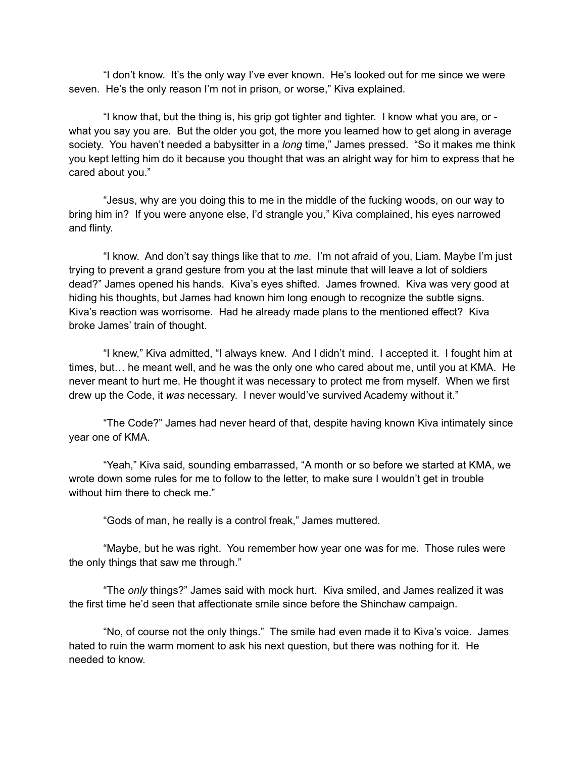"I don't know. It's the only way I've ever known. He's looked out for me since we were seven. He's the only reason I'm not in prison, or worse," Kiva explained.

"I know that, but the thing is, his grip got tighter and tighter. I know what you are, or - what you say you are. But the older you got, the more you learned how to get along in average society. You haven't needed a babysitter in a *long* time," James pressed. "So it makes me think you kept letting him do it because you thought that was an alright way for him to express that he cared about you."

"Jesus, why are you doing this to me in the middle of the fucking woods, on our way to bring him in? If you were anyone else, I'd strangle you," Kiva complained, his eyes narrowed and flinty.

"I know. And don't say things like that to *me*. I'm not afraid of you, Liam. Maybe I'm just trying to prevent a grand gesture from you at the last minute that will leave a lot of soldiers dead?" James opened his hands. Kiva's eyes shifted. James frowned. Kiva was very good at hiding his thoughts, but James had known him long enough to recognize the subtle signs. Kiva's reaction was worrisome. Had he already made plans to the mentioned effect? Kiva broke James' train of thought.

"I knew," Kiva admitted, "I always knew. And I didn't mind. I accepted it. I fought him at times, but… he meant well, and he was the only one who cared about me, until you at KMA. He never meant to hurt me. He thought it was necessary to protect me from myself. When we first drew up the Code, it *was* necessary. I never would've survived Academy without it."

"The Code?" James had never heard of that, despite having known Kiva intimately since year one of KMA.

"Yeah," Kiva said, sounding embarrassed, "A month or so before we started at KMA, we wrote down some rules for me to follow to the letter, to make sure I wouldn't get in trouble without him there to check me."

"Gods of man, he really is a control freak," James muttered.

"Maybe, but he was right. You remember how year one was for me. Those rules were the only things that saw me through."

"The *only* things?" James said with mock hurt. Kiva smiled, and James realized it was the first time he'd seen that affectionate smile since before the Shinchaw campaign.

"No, of course not the only things." The smile had even made it to Kiva's voice. James hated to ruin the warm moment to ask his next question, but there was nothing for it. He needed to know.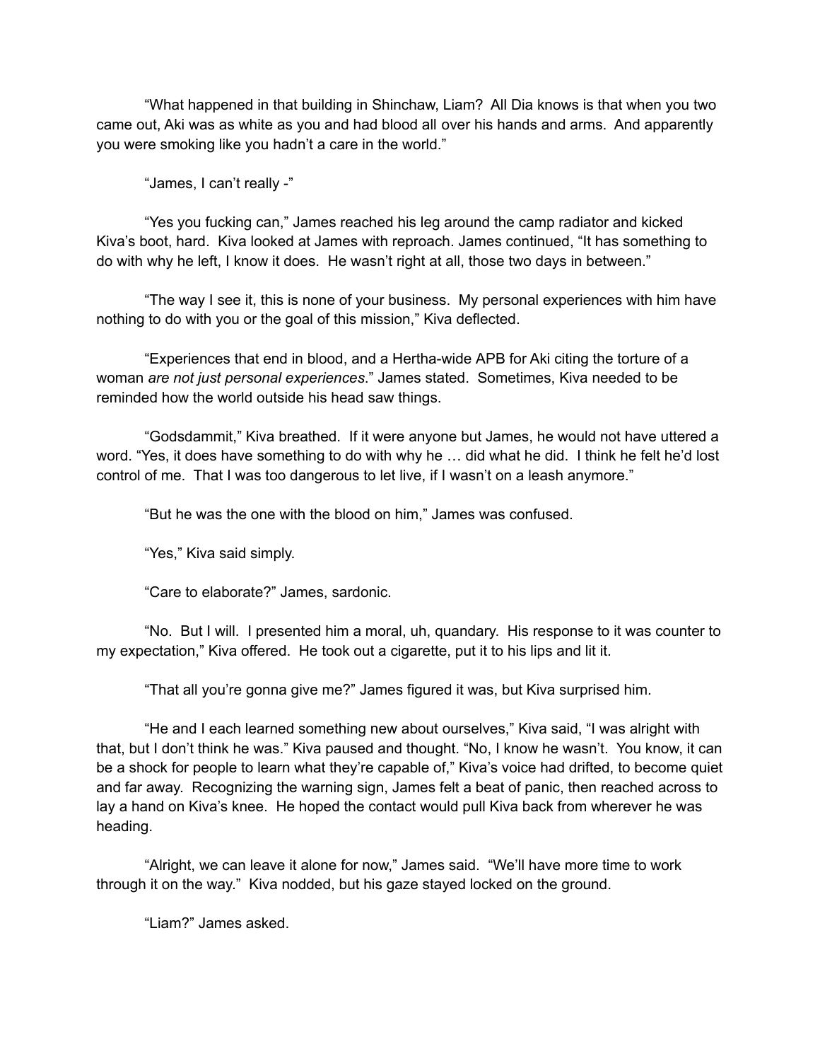“What happened in that building in Shinchaw, Liam? All Dia knows is that when you two came out, Aki was as white as you and had blood all over his hands and arms. And apparently you were smoking like you hadn’t a care in the world.”

“James, I can’t really -”

“Yes you fucking can,” James reached his leg around the camp radiator and kicked Kiva’s boot, hard. Kiva looked at James with reproach. James continued, “It has something to do with why he left, I know it does. He wasn’t right at all, those two days in between.”

“The way I see it, this is none of your business. My personal experiences with him have nothing to do with you or the goal of this mission,” Kiva deflected.

“Experiences that end in blood, and a Hertha-wide APB for Aki citing the torture of a woman *are not just personal experiences*.” James stated. Sometimes, Kiva needed to be reminded how the world outside his head saw things.

“Godsdammit,” Kiva breathed. If it were anyone but James, he would not have uttered a word. “Yes, it does have something to do with why he … did what he did. I think he felt he’d lost control of me. That I was too dangerous to let live, if I wasn’t on a leash anymore.”

“But he was the one with the blood on him,” James was confused.

“Yes,” Kiva said simply.

“Care to elaborate?” James, sardonic.

“No. But I will. I presented him a moral, uh, quandary. His response to it was counter to my expectation,” Kiva offered. He took out a cigarette, put it to his lips and lit it.

“That all you’re gonna give me?” James figured it was, but Kiva surprised him.

“He and I each learned something new about ourselves,” Kiva said, “I was alright with that, but I don’t think he was.” Kiva paused and thought. “No, I know he wasn’t. You know, it can be a shock for people to learn what they’re capable of,” Kiva’s voice had drifted, to become quiet and far away. Recognizing the warning sign, James felt a beat of panic, then reached across to lay a hand on Kiva’s knee. He hoped the contact would pull Kiva back from wherever he was heading.

“Alright, we can leave it alone for now,” James said. “We’ll have more time to work through it on the way.” Kiva nodded, but his gaze stayed locked on the ground.

“Liam?” James asked.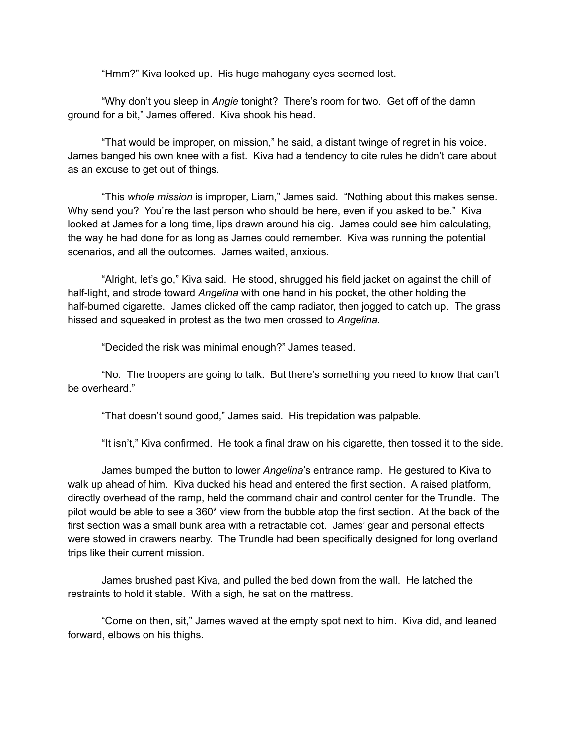"Hmm?" Kiva looked up. His huge mahogany eyes seemed lost.

"Why don't you sleep in *Angie* tonight? There's room for two. Get off of the damn ground for a bit," James offered. Kiva shook his head.

"That would be improper, on mission," he said, a distant twinge of regret in his voice. James banged his own knee with a fist. Kiva had a tendency to cite rules he didn't care about as an excuse to get out of things.

"This *whole mission* is improper, Liam," James said. "Nothing about this makes sense. Why send you? You're the last person who should be here, even if you asked to be." Kiva looked at James for a long time, lips drawn around his cig. James could see him calculating, the way he had done for as long as James could remember. Kiva was running the potential scenarios, and all the outcomes. James waited, anxious.

"Alright, let's go," Kiva said. He stood, shrugged his field jacket on against the chill of half-light, and strode toward *Angelina* with one hand in his pocket, the other holding the half-burned cigarette. James clicked off the camp radiator, then jogged to catch up. The grass hissed and squeaked in protest as the two men crossed to *Angelina*.

"Decided the risk was minimal enough?" James teased.

"No. The troopers are going to talk. But there's something you need to know that can't be overheard."

"That doesn't sound good," James said. His trepidation was palpable.

"It isn't," Kiva confirmed. He took a final draw on his cigarette, then tossed it to the side.

James bumped the button to lower *Angelina*'s entrance ramp. He gestured to Kiva to walk up ahead of him. Kiva ducked his head and entered the first section. A raised platform, directly overhead of the ramp, held the command chair and control center for the Trundle. The pilot would be able to see a 360* view from the bubble atop the first section. At the back of the first section was a small bunk area with a retractable cot. James' gear and personal effects were stowed in drawers nearby. The Trundle had been specifically designed for long overland trips like their current mission.

James brushed past Kiva, and pulled the bed down from the wall. He latched the restraints to hold it stable. With a sigh, he sat on the mattress.

"Come on then, sit," James waved at the empty spot next to him. Kiva did, and leaned forward, elbows on his thighs.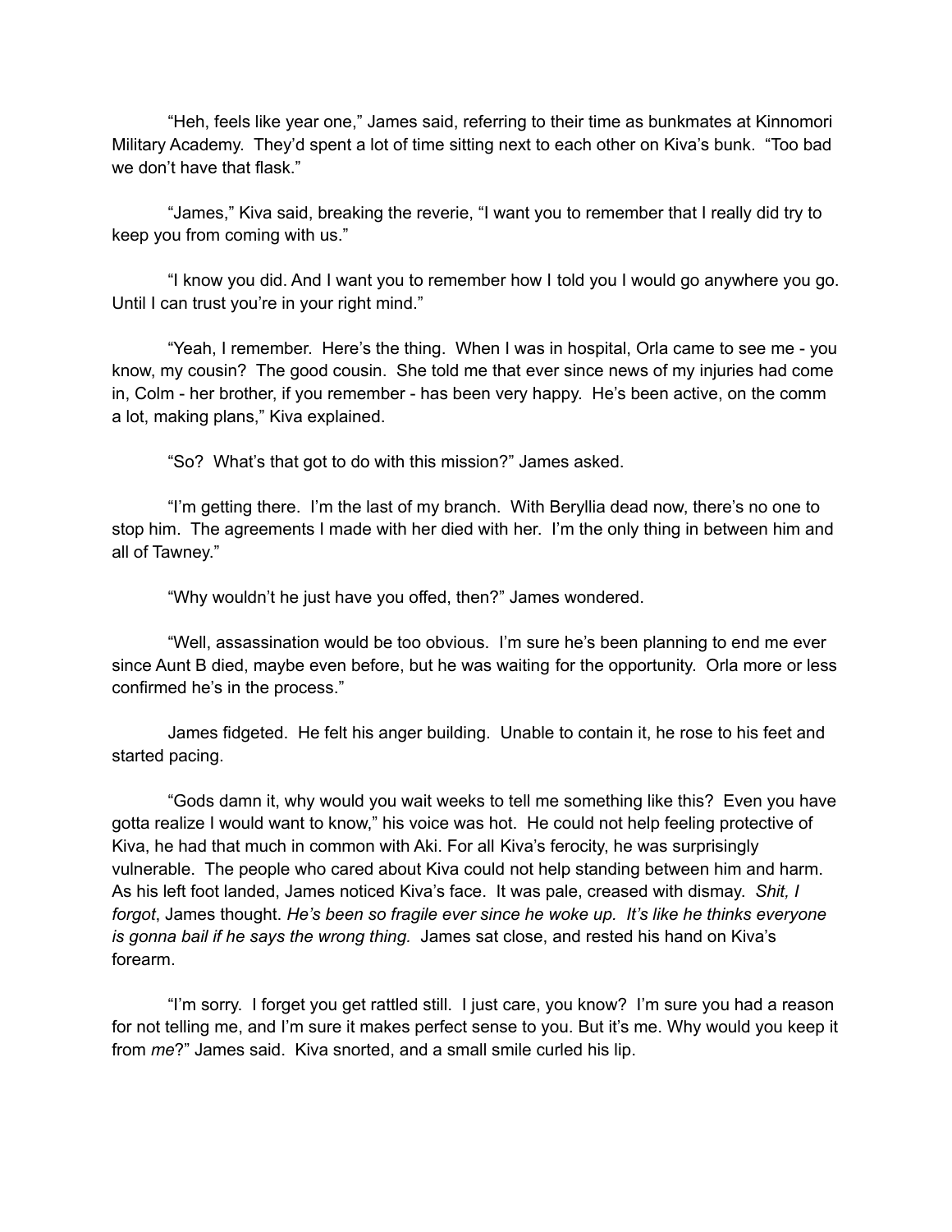"Heh, feels like year one," James said, referring to their time as bunkmates at Kinnomori Military Academy. They'd spent a lot of time sitting next to each other on Kiva's bunk. "Too bad we don't have that flask."

"James," Kiva said, breaking the reverie, "I want you to remember that I really did try to keep you from coming with us."

"I know you did. And I want you to remember how I told you I would go anywhere you go. Until I can trust you're in your right mind."

"Yeah, I remember. Here's the thing. When I was in hospital, Orla came to see me - you know, my cousin? The good cousin. She told me that ever since news of my injuries had come in, Colm - her brother, if you remember - has been very happy. He's been active, on the comm a lot, making plans," Kiva explained.

"So? What's that got to do with this mission?" James asked.

"I'm getting there. I'm the last of my branch. With Beryllia dead now, there's no one to stop him. The agreements I made with her died with her. I'm the only thing in between him and all of Tawney."

"Why wouldn't he just have you offed, then?" James wondered.

"Well, assassination would be too obvious. I'm sure he's been planning to end me ever since Aunt B died, maybe even before, but he was waiting for the opportunity. Orla more or less confirmed he's in the process."

James fidgeted. He felt his anger building. Unable to contain it, he rose to his feet and started pacing.

"Gods damn it, why would you wait weeks to tell me something like this? Even you have gotta realize I would want to know," his voice was hot. He could not help feeling protective of Kiva, he had that much in common with Aki. For all Kiva's ferocity, he was surprisingly vulnerable. The people who cared about Kiva could not help standing between him and harm. As his left foot landed, James noticed Kiva's face. It was pale, creased with dismay. *Shit, I forgot*, James thought. *He's been so fragile ever since he woke up. It's like he thinks everyone is gonna bail if he says the wrong thing.* James sat close, and rested his hand on Kiva's forearm.

"I'm sorry. I forget you get rattled still. I just care, you know? I'm sure you had a reason for not telling me, and I'm sure it makes perfect sense to you. But it's me. Why would you keep it from *me*?" James said. Kiva snorted, and a small smile curled his lip.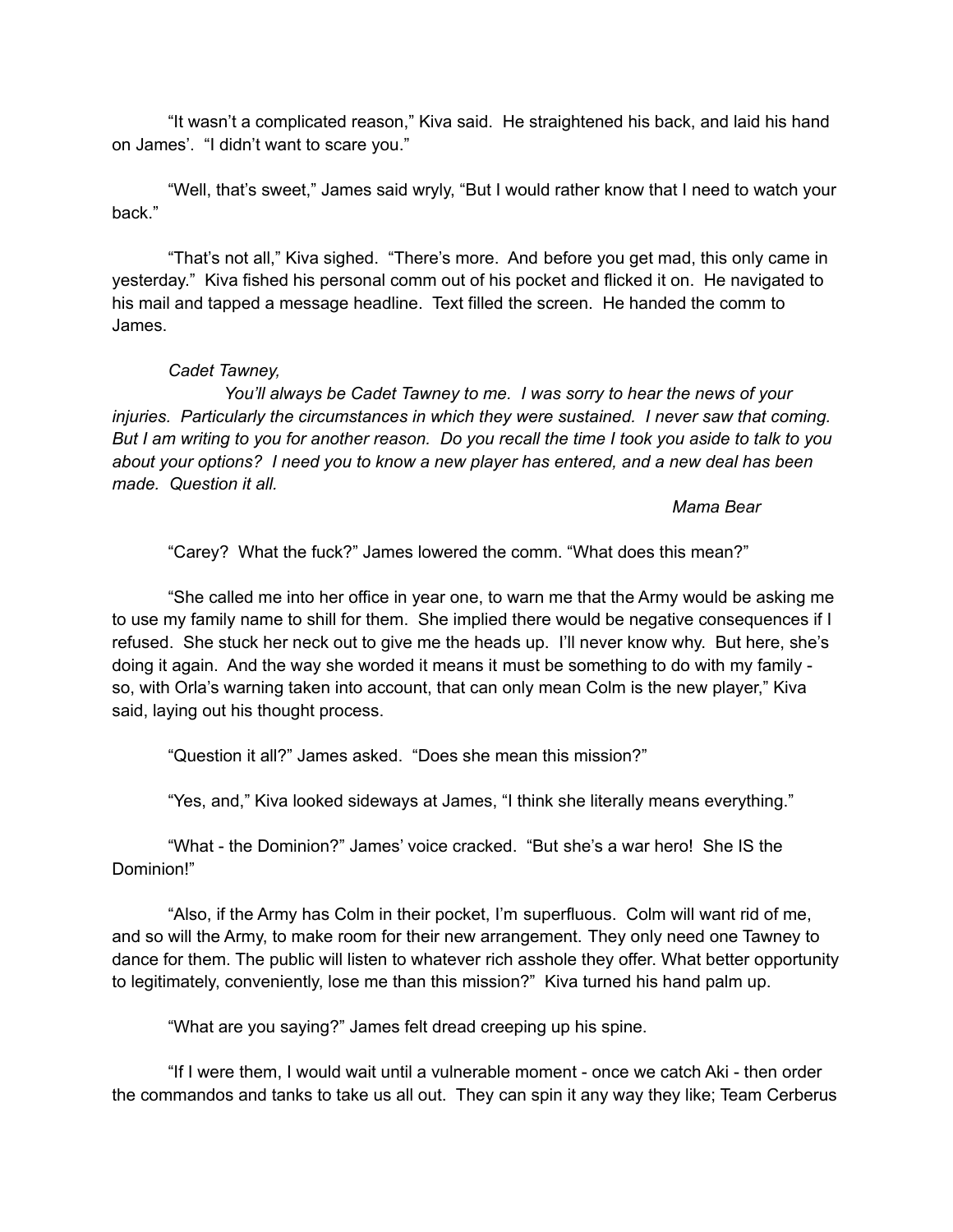"It wasn't a complicated reason," Kiva said. He straightened his back, and laid his hand on James'. "I didn't want to scare you."

"Well, that's sweet," James said wryly, "But I would rather know that I need to watch your back."

"That's not all," Kiva sighed. "There's more. And before you get mad, this only came in yesterday." Kiva fished his personal comm out of his pocket and flicked it on. He navigated to his mail and tapped a message headline. Text filled the screen. He handed the comm to James.

*Cadet Tawney,*

*You'll always be Cadet Tawney to me. I was sorry to hear the news of your injuries. Particularly the circumstances in which they were sustained. I never saw that coming. But I am writing to you for another reason. Do you recall the time I took you aside to talk to you about your options? I need you to know a new player has entered, and a new deal has been made. Question it all.*

*Mama Bear*

"Carey? What the fuck?" James lowered the comm. "What does this mean?"

"She called me into her office in year one, to warn me that the Army would be asking me to use my family name to shill for them. She implied there would be negative consequences if I refused. She stuck her neck out to give me the heads up. I'll never know why. But here, she's doing it again. And the way she worded it means it must be something to do with my family - so, with Orla's warning taken into account, that can only mean Colm is the new player," Kiva said, laying out his thought process.

"Question it all?" James asked. "Does she mean this mission?"

"Yes, and," Kiva looked sideways at James, "I think she literally means everything."

"What - the Dominion?" James' voice cracked. "But she's a war hero! She IS the Dominion!"

"Also, if the Army has Colm in their pocket, I'm superfluous. Colm will want rid of me, and so will the Army, to make room for their new arrangement. They only need one Tawney to dance for them. The public will listen to whatever rich asshole they offer. What better opportunity to legitimately, conveniently, lose me than this mission?" Kiva turned his hand palm up.

"What are you saying?" James felt dread creeping up his spine.

"If I were them, I would wait until a vulnerable moment - once we catch Aki - then order the commandos and tanks to take us all out. They can spin it any way they like; Team Cerberus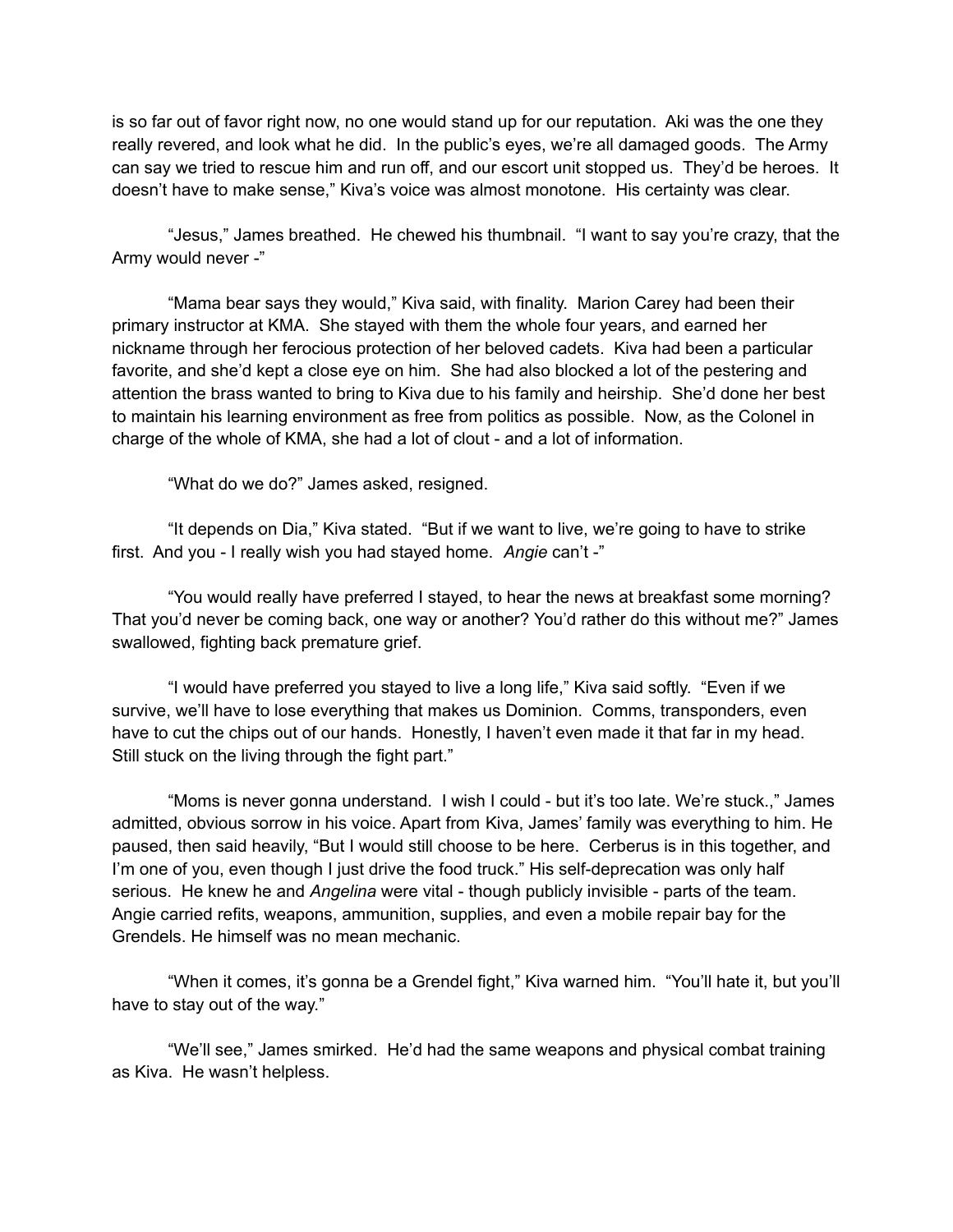is so far out of favor right now, no one would stand up for our reputation. Aki was the one they really revered, and look what he did. In the public's eyes, we're all damaged goods. The Army can say we tried to rescue him and run off, and our escort unit stopped us. They'd be heroes. It doesn't have to make sense," Kiva's voice was almost monotone. His certainty was clear.

"Jesus," James breathed. He chewed his thumbnail. "I want to say you're crazy, that the Army would never -"

"Mama bear says they would," Kiva said, with finality. Marion Carey had been their primary instructor at KMA. She stayed with them the whole four years, and earned her nickname through her ferocious protection of her beloved cadets. Kiva had been a particular favorite, and she'd kept a close eye on him. She had also blocked a lot of the pestering and attention the brass wanted to bring to Kiva due to his family and heirship. She'd done her best to maintain his learning environment as free from politics as possible. Now, as the Colonel in charge of the whole of KMA, she had a lot of clout - and a lot of information.

"What do we do?" James asked, resigned.

"It depends on Dia," Kiva stated. "But if we want to live, we're going to have to strike first. And you - I really wish you had stayed home. *Angie* can't -"

"You would really have preferred I stayed, to hear the news at breakfast some morning? That you'd never be coming back, one way or another? You'd rather do this without me?" James swallowed, fighting back premature grief.

"I would have preferred you stayed to live a long life," Kiva said softly. "Even if we survive, we'll have to lose everything that makes us Dominion. Comms, transponders, even have to cut the chips out of our hands. Honestly, I haven't even made it that far in my head. Still stuck on the living through the fight part."

"Moms is never gonna understand. I wish I could - but it's too late. We're stuck.," James admitted, obvious sorrow in his voice. Apart from Kiva, James' family was everything to him. He paused, then said heavily, "But I would still choose to be here. Cerberus is in this together, and I'm one of you, even though I just drive the food truck." His self-deprecation was only half serious. He knew he and *Angelina* were vital - though publicly invisible - parts of the team. Angie carried refits, weapons, ammunition, supplies, and even a mobile repair bay for the Grendels. He himself was no mean mechanic.

"When it comes, it's gonna be a Grendel fight," Kiva warned him. "You'll hate it, but you'll have to stay out of the way."

"We'll see," James smirked. He'd had the same weapons and physical combat training as Kiva. He wasn't helpless.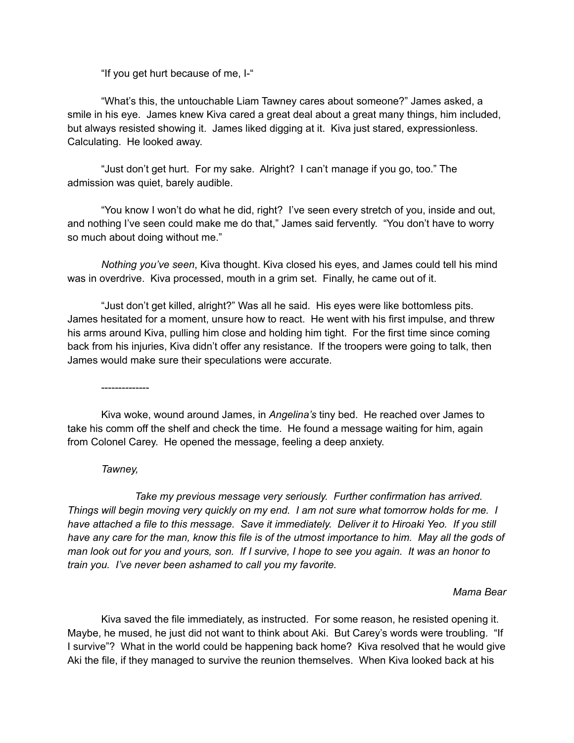"If you get hurt because of me, I-"

"What's this, the untouchable Liam Tawney cares about someone?" James asked, a smile in his eye. James knew Kiva cared a great deal about a great many things, him included, but always resisted showing it. James liked digging at it. Kiva just stared, expressionless. Calculating. He looked away.

"Just don't get hurt. For my sake. Alright? I can't manage if you go, too." The admission was quiet, barely audible.

"You know I won't do what he did, right? I've seen every stretch of you, inside and out, and nothing I've seen could make me do that," James said fervently. "You don't have to worry so much about doing without me."

*Nothing you've seen*, Kiva thought. Kiva closed his eyes, and James could tell his mind was in overdrive. Kiva processed, mouth in a grim set. Finally, he came out of it.

"Just don't get killed, alright?" Was all he said. His eyes were like bottomless pits. James hesitated for a moment, unsure how to react. He went with his first impulse, and threw his arms around Kiva, pulling him close and holding him tight. For the first time since coming back from his injuries, Kiva didn't offer any resistance. If the troopers were going to talk, then James would make sure their speculations were accurate.

--------------

Kiva woke, wound around James, in *Angelina's* tiny bed. He reached over James to take his comm off the shelf and check the time. He found a message waiting for him, again from Colonel Carey. He opened the message, feeling a deep anxiety.

*Tawney,*

*Take my previous message very seriously. Further confirmation has arrived. Things will begin moving very quickly on my end. I am not sure what tomorrow holds for me. I have attached a file to this message. Save it immediately. Deliver it to Hiroaki Yeo. If you still have any care for the man, know this file is of the utmost importance to him. May all the gods of man look out for you and yours, son. If I survive, I hope to see you again. It was an honor to train you. I've never been ashamed to call you my favorite.*

*Mama Bear*

Kiva saved the file immediately, as instructed. For some reason, he resisted opening it. Maybe, he mused, he just did not want to think about Aki. But Carey's words were troubling. "If I survive"? What in the world could be happening back home? Kiva resolved that he would give Aki the file, if they managed to survive the reunion themselves. When Kiva looked back at his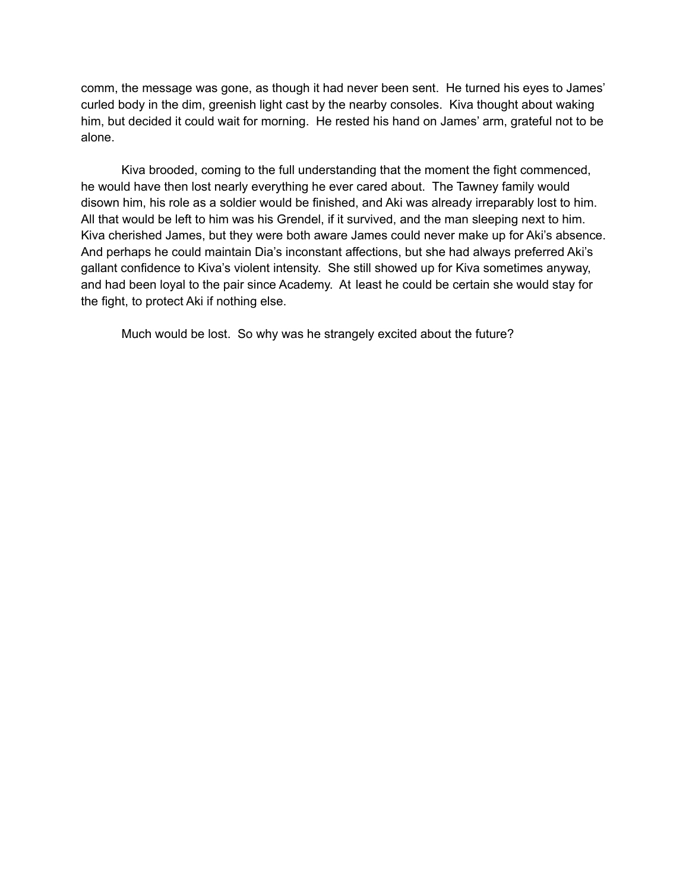comm, the message was gone, as though it had never been sent. He turned his eyes to James' curled body in the dim, greenish light cast by the nearby consoles. Kiva thought about waking him, but decided it could wait for morning. He rested his hand on James' arm, grateful not to be alone.

Kiva brooded, coming to the full understanding that the moment the fight commenced, he would have then lost nearly everything he ever cared about. The Tawney family would disown him, his role as a soldier would be finished, and Aki was already irreparably lost to him. All that would be left to him was his Grendel, if it survived, and the man sleeping next to him. Kiva cherished James, but they were both aware James could never make up for Aki's absence. And perhaps he could maintain Dia's inconstant affections, but she had always preferred Aki's gallant confidence to Kiva's violent intensity. She still showed up for Kiva sometimes anyway, and had been loyal to the pair since Academy. At least he could be certain she would stay for the fight, to protect Aki if nothing else.

Much would be lost. So why was he strangely excited about the future?